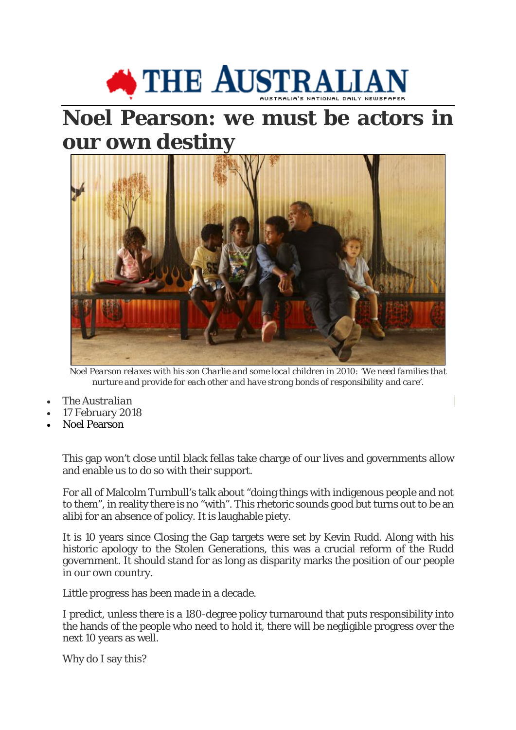# Noel Pearson: we must be actors in our own destiny

*Noel Pearson relaxes with his son Charlie and some local children in 2010: 'We need families that nurture and provide for each other and have strong bonds of responsibility and care'.*

- *The Australian*
- 17 February 2018
- Noel Pearson

This gap won't close until black fellas take charge of our lives and governments allow and enable us to do so with their support.

For all of Malcolm Turnbull's talk about "doing things with indigenous people and not to them", in reality there is no "with". This rhetoric sounds good but turns out to be an alibi for an absence of policy. It is laughable piety.

It is 10 years since Closing the Gap targets were set by Kevin Rudd. Along with his historic apology to the Stolen Generations, this was a crucial reform of the Rudd government. It should stand for as long as disparity marks the position of our people in our own country.

Little progress has been made in a decade.

I predict, unless there is a 180-degree policy turnaround that puts responsibility into the hands of the people who need to hold it, there will be negligible progress over the next 10 years as well.

Why do I say this?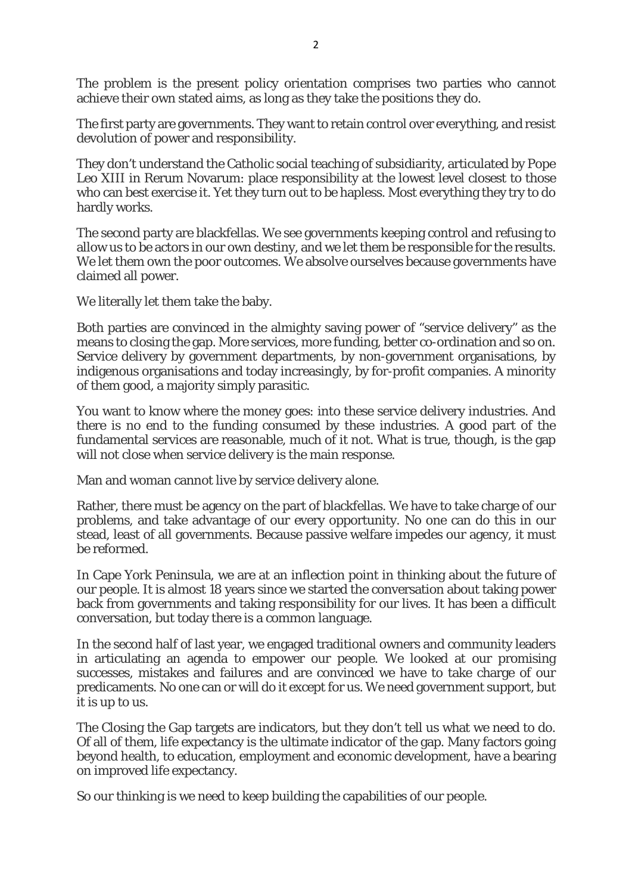The problem is the present policy orientation comprises two parties who cannot achieve their own stated aims, as long as they take the positions they do.

The first party are governments. They want to retain control over everything, and resist devolution of power and responsibility.

They don't understand the Catholic social teaching of subsidiarity, articulated by Pope Leo XIII in Rerum Novarum: place responsibility at the lowest level closest to those who can best exercise it. Yet they turn out to be hapless. Most everything they try to do hardly works.

The second party are blackfellas. We see governments keeping control and refusing to allow us to be actors in our own destiny, and we let them be responsible for the results. We let them own the poor outcomes. We absolve ourselves because governments have claimed all power.

We literally let them take the baby.

Both parties are convinced in the almighty saving power of "service delivery" as the means to closing the gap. More services, more funding, better co-ordination and so on. Service delivery by government departments, by non-government organisations, by indigenous organisations and today increasingly, by for-profit companies. A minority of them good, a majority simply parasitic.

You want to know where the money goes: into these service delivery industries. And there is no end to the funding consumed by these industries. A good part of the fundamental services are reasonable, much of it not. What is true, though, is the gap will not close when service delivery is the main response.

Man and woman cannot live by service delivery alone.

Rather, there must be agency on the part of blackfellas. We have to take charge of our problems, and take advantage of our every opportunity. No one can do this in our stead, least of all governments. Because passive welfare impedes our agency, it must be reformed.

In Cape York Peninsula, we are at an inflection point in thinking about the future of our people. It is almost 18 years since we started the conversation about taking power back from governments and taking responsibility for our lives. It has been a difficult conversation, but today there is a common language.

In the second half of last year, we engaged traditional owners and community leaders in articulating an agenda to empower our people. We looked at our promising successes, mistakes and failures and are convinced we have to take charge of our predicaments. No one can or will do it except for us. We need government support, but it is up to us.

The Closing the Gap targets are indicators, but they don't tell us what we need to do. Of all of them, life expectancy is the ultimate indicator of the gap. Many factors going beyond health, to education, employment and economic development, have a bearing on improved life expectancy.

So our thinking is we need to keep building the capabilities of our people.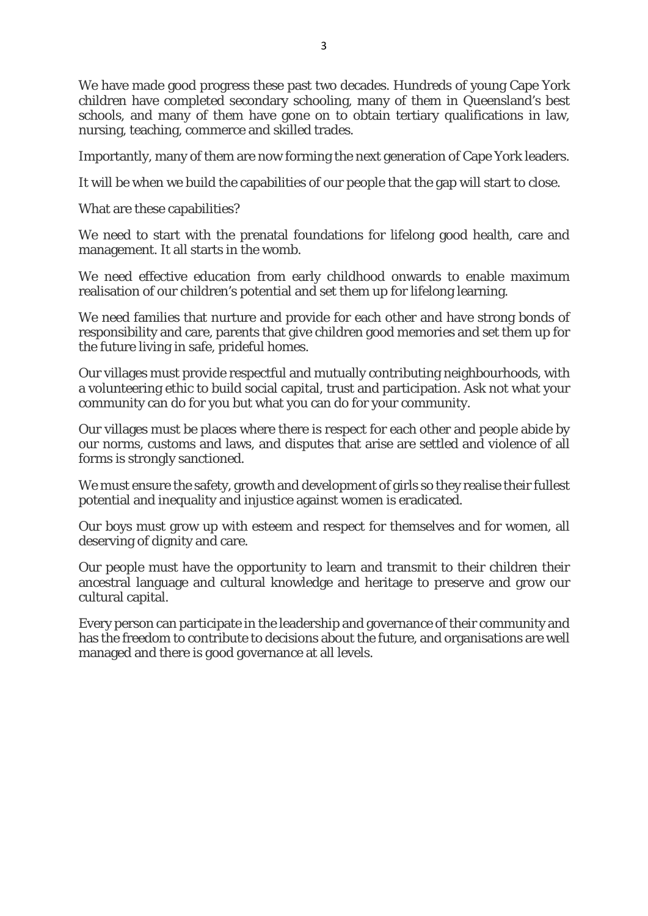We have made good progress these past two decades. Hundreds of young Cape York children have completed secondary schooling, many of them in Queensland's best schools, and many of them have gone on to obtain tertiary qualifications in law, nursing, teaching, commerce and skilled trades.

Importantly, many of them are now forming the next generation of Cape York leaders.

It will be when we build the capabilities of our people that the gap will start to close.

What are these capabilities?

We need to start with the prenatal foundations for lifelong good health, care and management. It all starts in the womb.

We need effective education from early childhood onwards to enable maximum realisation of our children's potential and set them up for lifelong learning.

We need families that nurture and provide for each other and have strong bonds of responsibility and care, parents that give children good memories and set them up for the future living in safe, prideful homes.

Our villages must provide respectful and mutually contributing neighbourhoods, with a volunteering ethic to build social capital, trust and participation. Ask not what your community can do for you but what you can do for your community.

Our villages must be places where there is respect for each other and people abide by our norms, customs and laws, and disputes that arise are settled and violence of all forms is strongly sanctioned.

We must ensure the safety, growth and development of girls so they realise their fullest potential and inequality and injustice against women is eradicated.

Our boys must grow up with esteem and respect for themselves and for women, all deserving of dignity and care.

Our people must have the opportunity to learn and transmit to their children their ancestral language and cultural knowledge and heritage to preserve and grow our cultural capital.

Every person can participate in the leadership and governance of their community and has the freedom to contribute to decisions about the future, and organisations are well managed and there is good governance at all levels.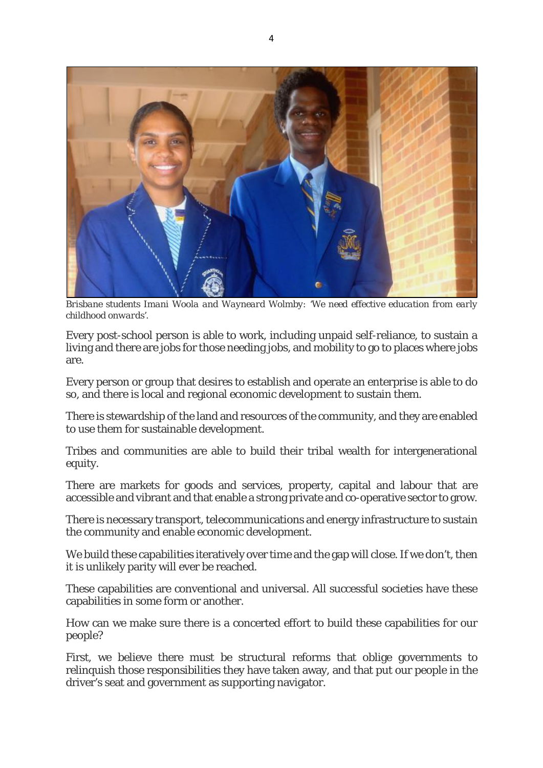*Brisbane students Imani Woola and Wayneard Wolmby: 'We need effective education from early childhood onwards'.*

Every post-school person is able to work, including unpaid self-reliance, to sustain a living and there are jobs for those needing jobs, and mobility to go to places where jobs are.

Every person or group that desires to establish and operate an enterprise is able to do so, and there is local and regional economic development to sustain them.

There is stewardship of the land and resources of the community, and they are enabled to use them for sustainable development.

Tribes and communities are able to build their tribal wealth for intergenerational equity.

There are markets for goods and services, property, capital and labour that are accessible and vibrant and that enable a strong private and co-operative sector to grow.

There is necessary transport, telecommunications and energy infrastructure to sustain the community and enable economic development.

We build these capabilities iteratively over time and the gap will close. If we don't, then it is unlikely parity will ever be reached.

These capabilities are conventional and universal. All successful societies have these capabilities in some form or another.

How can we make sure there is a concerted effort to build these capabilities for our people?

First, we believe there must be structural reforms that oblige governments to relinquish those responsibilities they have taken away, and that put our people in the driver's seat and government as supporting navigator.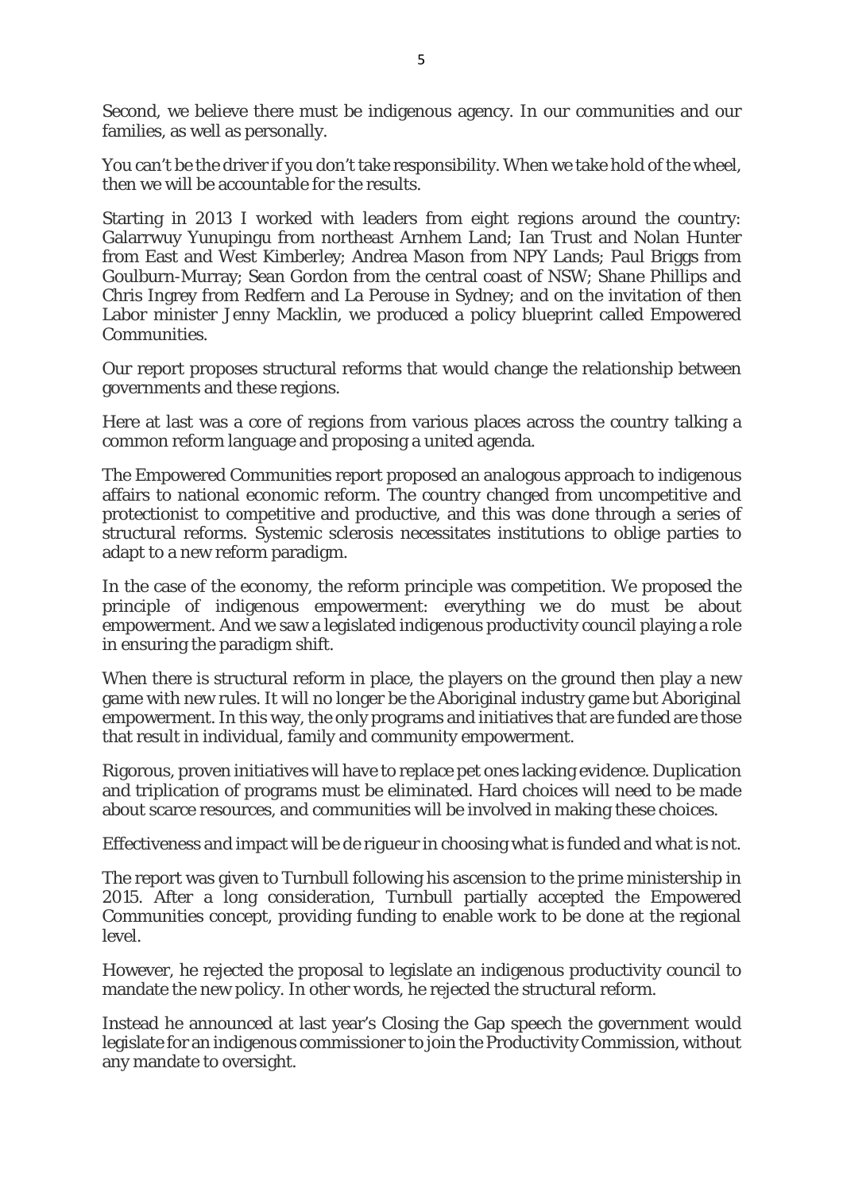Second, we believe there must be indigenous agency. In our communities and our families, as well as personally.

You can't be the driver if you don't take responsibility. When we take hold of the wheel, then we will be accountable for the results.

Starting in 2013 I worked with leaders from eight regions around the country: Galarrwuy Yunupingu from northeast Arnhem Land; Ian Trust and Nolan Hunter from East and West Kimberley; Andrea Mason from NPY Lands; Paul Briggs from Goulburn-Murray; Sean Gordon from the central coast of NSW; Shane Phillips and Chris Ingrey from Redfern and La Perouse in Sydney; and on the invitation of then Labor minister Jenny Macklin, we produced a policy blueprint called Empowered Communities.

Our report proposes structural reforms that would change the relationship between governments and these regions.

Here at last was a core of regions from various places across the country talking a common reform language and proposing a united agenda.

The Empowered Communities report proposed an analogous approach to indigenous affairs to national economic reform. The country changed from uncompetitive and protectionist to competitive and productive, and this was done through a series of structural reforms. Systemic sclerosis necessitates institutions to oblige parties to adapt to a new reform paradigm.

In the case of the economy, the reform principle was competition. We proposed the principle of indigenous empowerment: everything we do must be about empowerment. And we saw a legislated indigenous productivity council playing a role in ensuring the paradigm shift.

When there is structural reform in place, the players on the ground then play a new game with new rules. It will no longer be the Aboriginal industry game but Aboriginal empowerment. In this way, the only programs and initiatives that are funded are those that result in individual, family and community empowerment.

Rigorous, proven initiatives will have to replace pet ones lacking evidence. Duplication and triplication of programs must be eliminated. Hard choices will need to be made about scarce resources, and communities will be involved in making these choices.

Effectiveness and impact will be de rigueur in choosing what is funded and what is not.

The report was given to Turnbull following his ascension to the prime ministership in 2015. After a long consideration, Turnbull partially accepted the Empowered Communities concept, providing funding to enable work to be done at the regional level.

However, he rejected the proposal to legislate an indigenous productivity council to mandate the new policy. In other words, he rejected the structural reform.

Instead he announced at last year's Closing the Gap speech the government would legislate for an indigenous commissioner to join the Productivity Commission, without any mandate to oversight.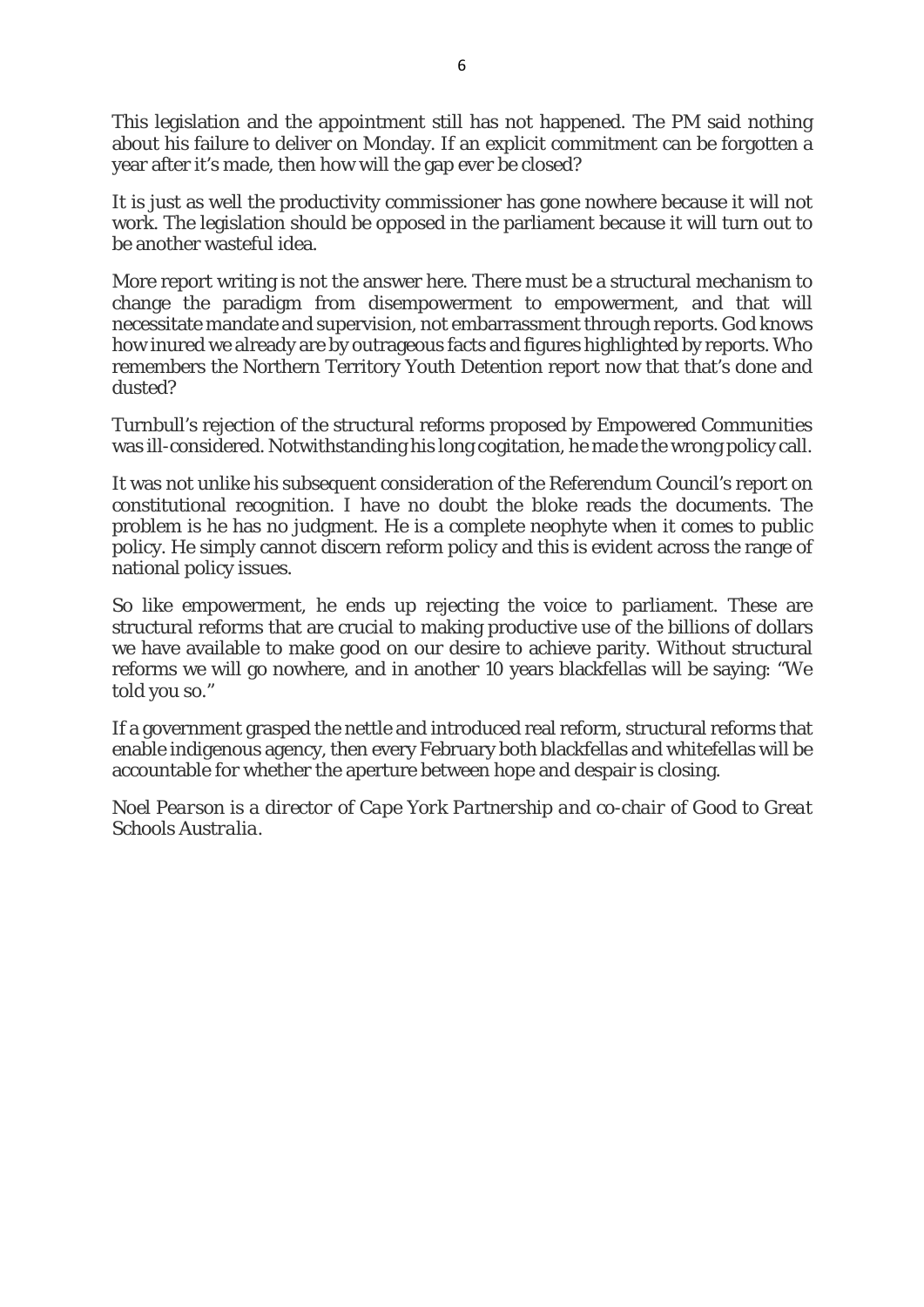This legislation and the appointment still has not happened. The PM said nothing about his failure to deliver on Monday. If an explicit commitment can be forgotten a year after it's made, then how will the gap ever be closed?

It is just as well the productivity commissioner has gone nowhere because it will not work. The legislation should be opposed in the parliament because it will turn out to be another wasteful idea.

More report writing is not the answer here. There must be a structural mechanism to change the paradigm from disempowerment to empowerment, and that will necessitate mandate and supervision, not embarrassment through reports. God knows how inured we already are by outrageous facts and figures highlighted by reports. Who remembers the Northern Territory Youth Detention report now that that's done and dusted?

Turnbull's rejection of the structural reforms proposed by Empowered Communities was ill-considered. Notwithstanding his long cogitation, he made the wrong policy call.

It was not unlike his subsequent consideration of the Referendum Council's report on constitutional recognition. I have no doubt the bloke reads the documents. The problem is he has no judgment. He is a complete neophyte when it comes to public policy. He simply cannot discern reform policy and this is evident across the range of national policy issues.

So like empowerment, he ends up rejecting the voice to parliament. These are structural reforms that are crucial to making productive use of the billions of dollars we have available to make good on our desire to achieve parity. Without structural reforms we will go nowhere, and in another 10 years blackfellas will be saying: "We told you so."

If a government grasped the nettle and introduced real reform, structural reforms that enable indigenous agency, then every February both blackfellas and whitefellas will be accountable for whether the aperture between hope and despair is closing.

*Noel Pearson is a director of Cape York Partnership and co-chair of Good to Great Schools Australia.*